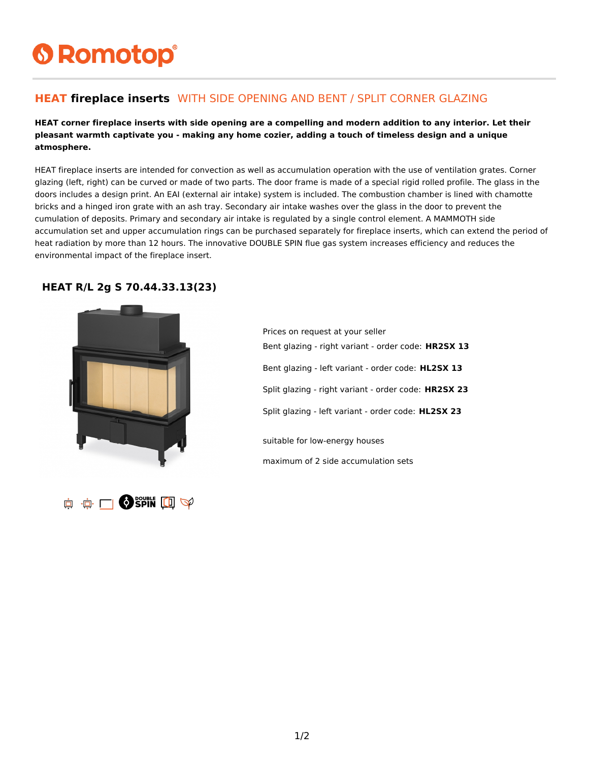# Romotop

## **HEAT fireplace inserts** WITH SIDE OPENING AND BENT / SPLIT CORNER GLAZING

**HEAT corner fireplace inserts with side opening are a compelling and modern addition to any interior. Let their pleasant warmth captivate you - making any home cozier, adding a touch of timeless design and a unique atmosphere.**

HEAT fireplace inserts are intended for convection as well as accumulation operation with the use of ventilation grates. Corner glazing (left, right) can be curved or made of two parts. The door frame is made of a special rigid rolled profile. The glass in the doors includes a design print. An EAI (external air intake) system is included. The combustion chamber is lined with chamotte bricks and a hinged iron grate with an ash tray. Secondary air intake washes over the glass in the door to prevent the cumulation of deposits. Primary and secondary air intake is regulated by a single control element. A MAMMOTH side accumulation set and upper accumulation rings can be purchased separately for fireplace inserts, which can extend the period of heat radiation by more than 12 hours. The innovative DOUBLE SPIN flue gas system increases efficiency and reduces the environmental impact of the fireplace insert.

### HEAT R/L 2g S 70.44.33.13(23)

Prices on request at your seller

Bent glazing - right variant - order code: **HR2SX 13**

Bent glazing - left variant - order code: **HL2SX 13**

Split glazing - right variant - order code: **HR2SX 23**

Split glazing - left variant - order code: **HL2SX 23**

suitable for low-energy houses

maximum of 2 side accumulation sets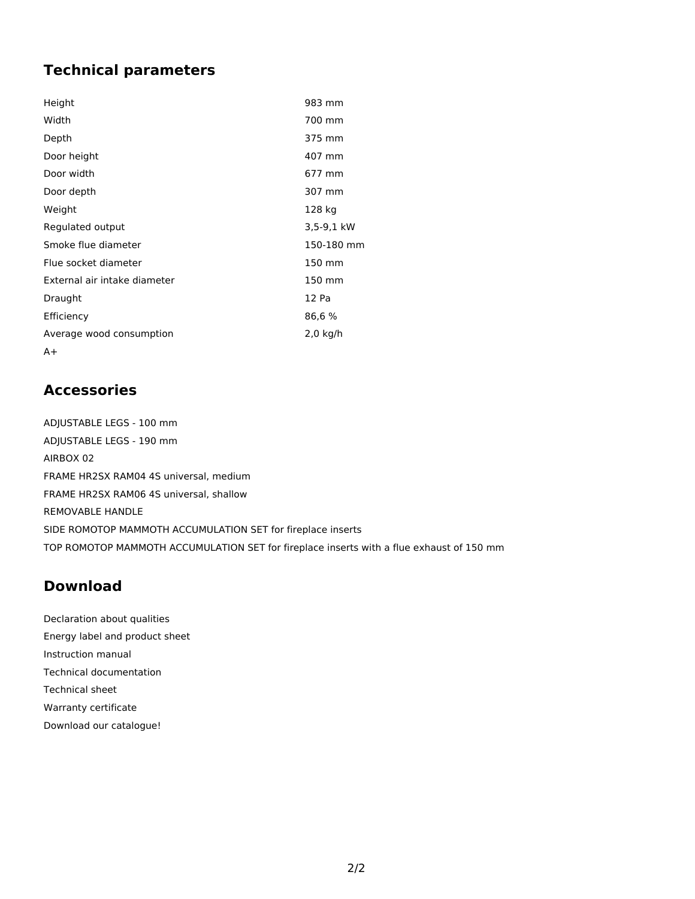## Technical parameters

| | |
|---|---|
| Height | 983 mm |
| Width | 700 mm |
| Depth | 375 mm |
| Door height | 407 mm |
| Door width | 677 mm |
| Door depth | 307 mm |
| Weight | 128 kg |
| Regulated output | 3,5-9,1 kW |
| Smoke flue diameter | 150-180 mm |
| Flue socket diameter | 150 mm |
| External air intake diameter | 150 mm |
| Draught | 12 Pa |
| Efficiency | 86,6 % |
| Average wood consumption | 2,0 kg/h |
| A+ | |

## Accessories

ADJUSTABLE LEGS - 100 mm

ADJUSTABLE LEGS - 190 mm

AIRBOX 02

FRAME HR2SX RAM04 4S universal, medium

FRAME HR2SX RAM06 4S universal, shallow

REMOVABLE HANDLE

SIDE ROMOTOP MAMMOTH ACCUMULATION SET for fireplace inserts

TOP ROMOTOP MAMMOTH ACCUMULATION SET for fireplace inserts with a flue exhaust of 150 mm

## Download

Declaration about qualities

Energy label and product sheet

Instruction manual

Technical documentation

Technical sheet

Warranty certificate

Download our catalogue!